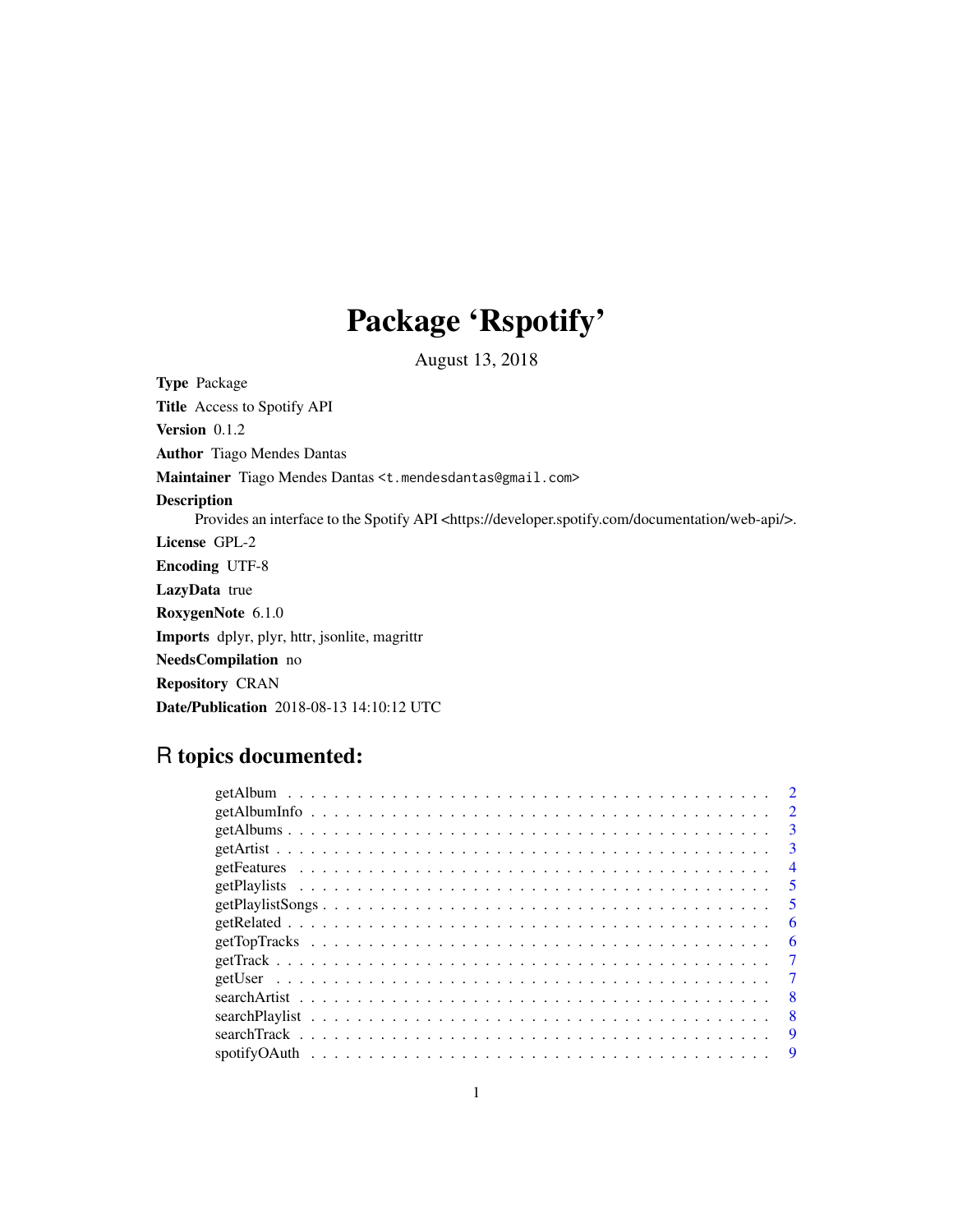# Package 'Rspotify'

August 13, 2018

**Type** Package

**Title** Access to Spotify API

**Version** 0.1.2

**Author** Tiago Mendes Dantas

**Maintainer** Tiago Mendes Dantas <t.mendesdantas@gmail.com>

**Description**
Provides an interface to the Spotify API <https://developer.spotify.com/documentation/web-api/>.

**License** GPL-2

**Encoding** UTF-8

**LazyData** true

**RoxygenNote** 6.1.0

**Imports** dplyr, plyr, httr, jsonlite, magrittr

**NeedsCompilation** no

**Repository** CRAN

**Date/Publication** 2018-08-13 14:10:12 UTC

## R topics documented:

- getAlbum . . . . . . . . . . . . . . . . . . . . . . . . . . . . . . . . . . . . . . . . . 2
- getAlbumInfo . . . . . . . . . . . . . . . . . . . . . . . . . . . . . . . . . . . . . . . 2
- getAlbums . . . . . . . . . . . . . . . . . . . . . . . . . . . . . . . . . . . . . . . . . 3
- getArtist . . . . . . . . . . . . . . . . . . . . . . . . . . . . . . . . . . . . . . . . . . 3
- getFeatures . . . . . . . . . . . . . . . . . . . . . . . . . . . . . . . . . . . . . . . . 4
- getPlaylists . . . . . . . . . . . . . . . . . . . . . . . . . . . . . . . . . . . . . . . . 5
- getPlaylistSongs . . . . . . . . . . . . . . . . . . . . . . . . . . . . . . . . . . . . . 5
- getRelated . . . . . . . . . . . . . . . . . . . . . . . . . . . . . . . . . . . . . . . . . 6
- getTopTracks . . . . . . . . . . . . . . . . . . . . . . . . . . . . . . . . . . . . . . . 6
- getTrack . . . . . . . . . . . . . . . . . . . . . . . . . . . . . . . . . . . . . . . . . . 7
- getUser . . . . . . . . . . . . . . . . . . . . . . . . . . . . . . . . . . . . . . . . . . 7
- searchArtist . . . . . . . . . . . . . . . . . . . . . . . . . . . . . . . . . . . . . . . . 8
- searchPlaylist . . . . . . . . . . . . . . . . . . . . . . . . . . . . . . . . . . . . . . . 8
- searchTrack . . . . . . . . . . . . . . . . . . . . . . . . . . . . . . . . . . . . . . . . 9
- spotifyOAuth . . . . . . . . . . . . . . . . . . . . . . . . . . . . . . . . . . . . . . . 9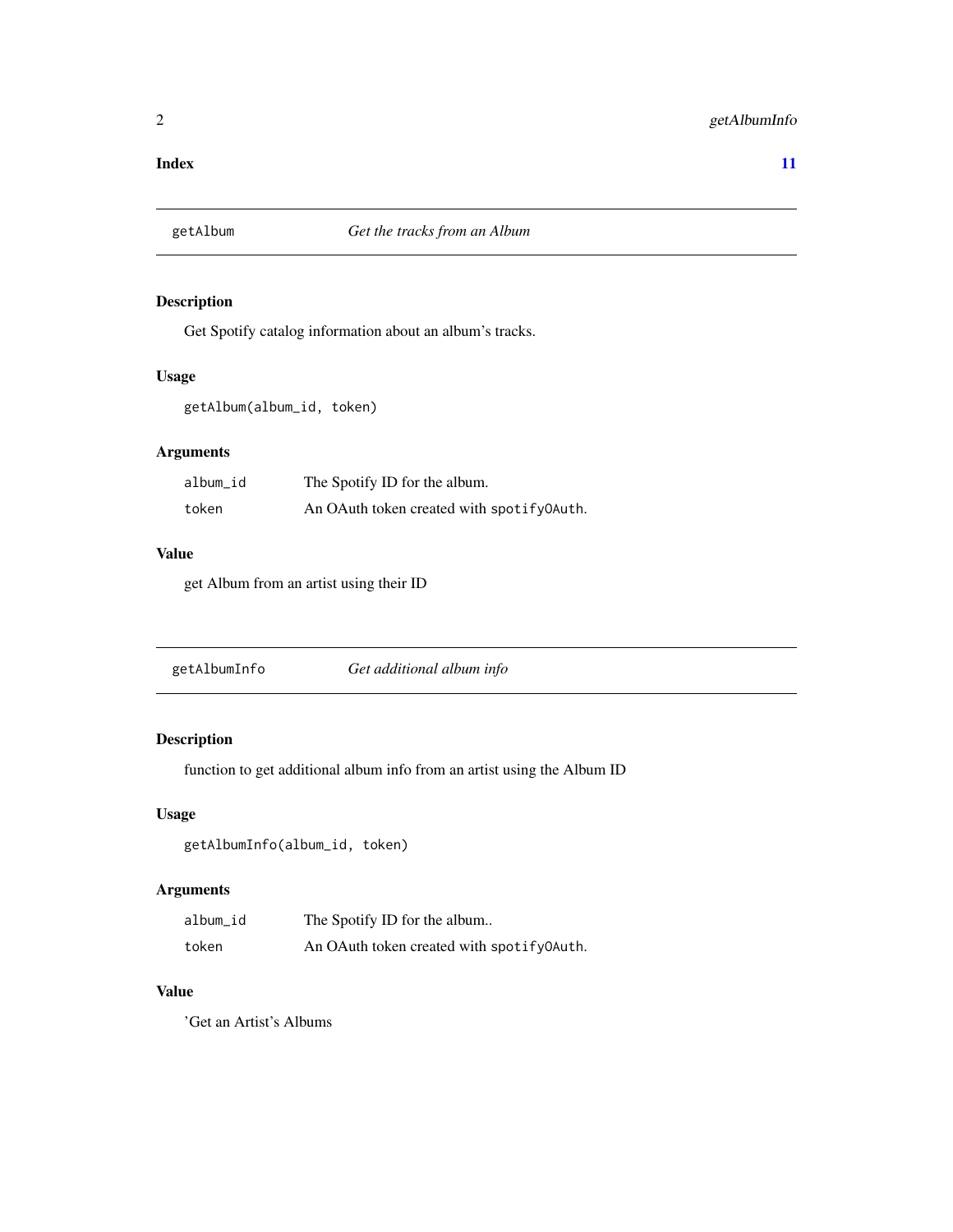**Index** **11**

## getAlbum — *Get the tracks from an Album*

### Description

Get Spotify catalog information about an album's tracks.

### Usage

```
getAlbum(album_id, token)
```

### Arguments

| | |
|---|---|
| album_id | The Spotify ID for the album. |
| token | An OAuth token created with `spotifyOAuth`. |

### Value

get Album from an artist using their ID

## getAlbumInfo — *Get additional album info*

### Description

function to get additional album info from an artist using the Album ID

### Usage

```
getAlbumInfo(album_id, token)
```

### Arguments

| | |
|---|---|
| album_id | The Spotify ID for the album.. |
| token | An OAuth token created with `spotifyOAuth`. |

### Value

'Get an Artist's Albums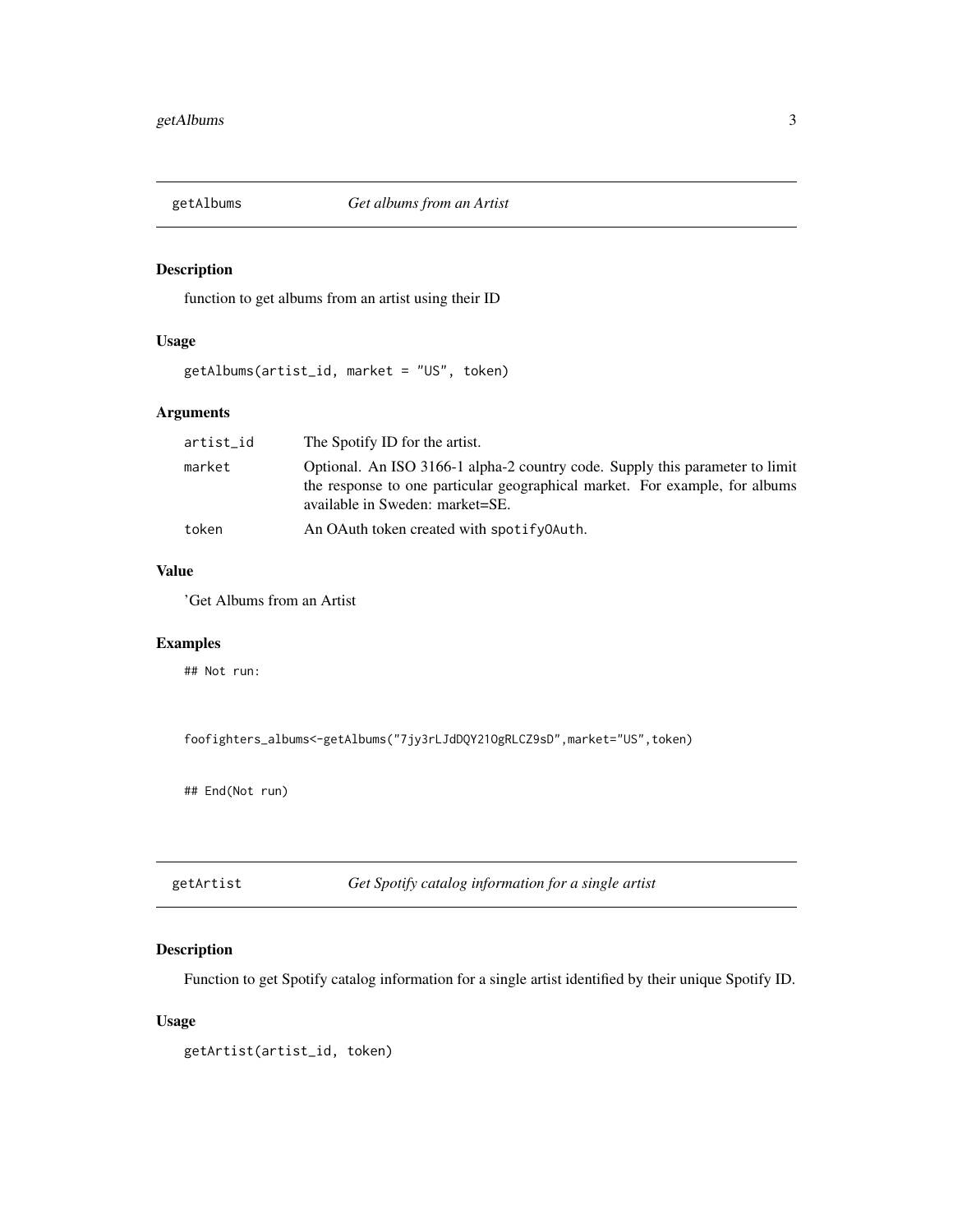## getAlbums *Get albums from an Artist*

### Description

function to get albums from an artist using their ID

### Usage

```
getAlbums(artist_id, market = "US", token)
```

### Arguments

| | |
|---|---|
| `artist_id` | The Spotify ID for the artist. |
| `market` | Optional. An ISO 3166-1 alpha-2 country code. Supply this parameter to limit the response to one particular geographical market. For example, for albums available in Sweden: market=SE. |
| `token` | An OAuth token created with `spotifyOAuth`. |

### Value

'Get Albums from an Artist

### Examples

```
## Not run:

foofighters_albums<-getAlbums("7jy3rLJdDQY21OgRLCZ9sD",market="US",token)

## End(Not run)
```

## getArtist *Get Spotify catalog information for a single artist*

### Description

Function to get Spotify catalog information for a single artist identified by their unique Spotify ID.

### Usage

```
getArtist(artist_id, token)
```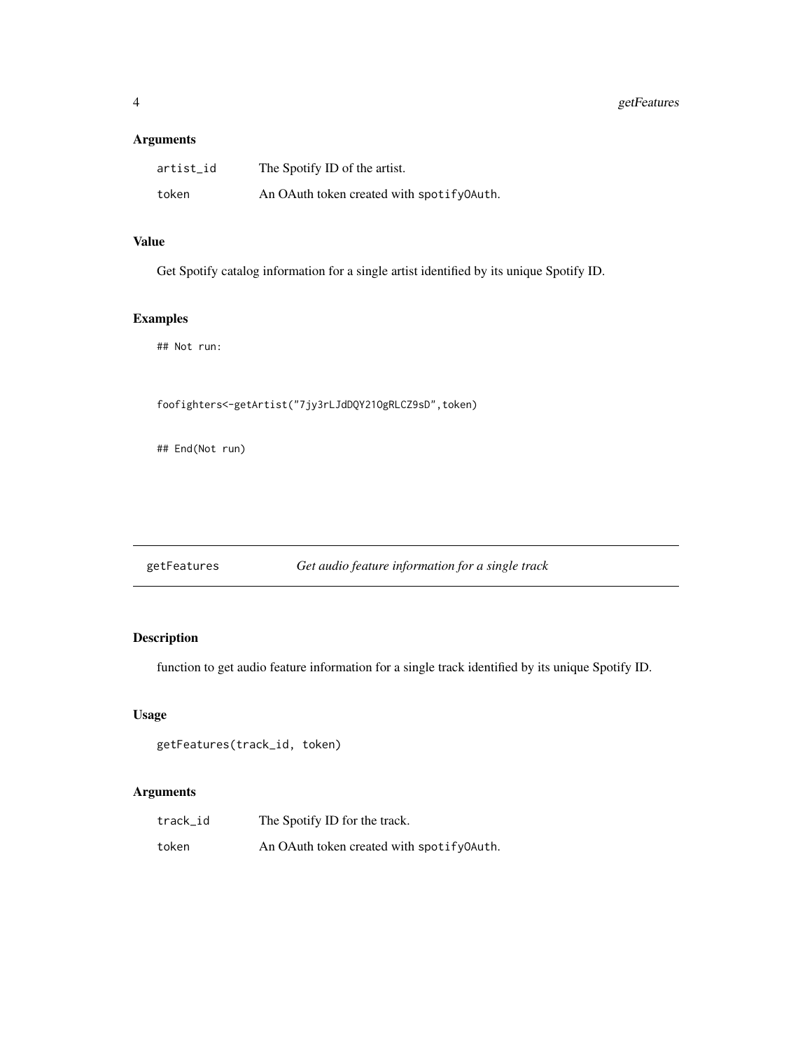### Arguments

| | |
|---|---|
| `artist_id` | The Spotify ID of the artist. |
| `token` | An OAuth token created with `spotifyOAuth`. |

### Value

Get Spotify catalog information for a single artist identified by its unique Spotify ID.

### Examples

```
## Not run:


foofighters<-getArtist("7jy3rLJdDQY21OgRLCZ9sD",token)

## End(Not run)
```

---

## getFeatures — *Get audio feature information for a single track*

---

### Description

function to get audio feature information for a single track identified by its unique Spotify ID.

### Usage

```
getFeatures(track_id, token)
```

### Arguments

| | |
|---|---|
| `track_id` | The Spotify ID for the track. |
| `token` | An OAuth token created with `spotifyOAuth`. |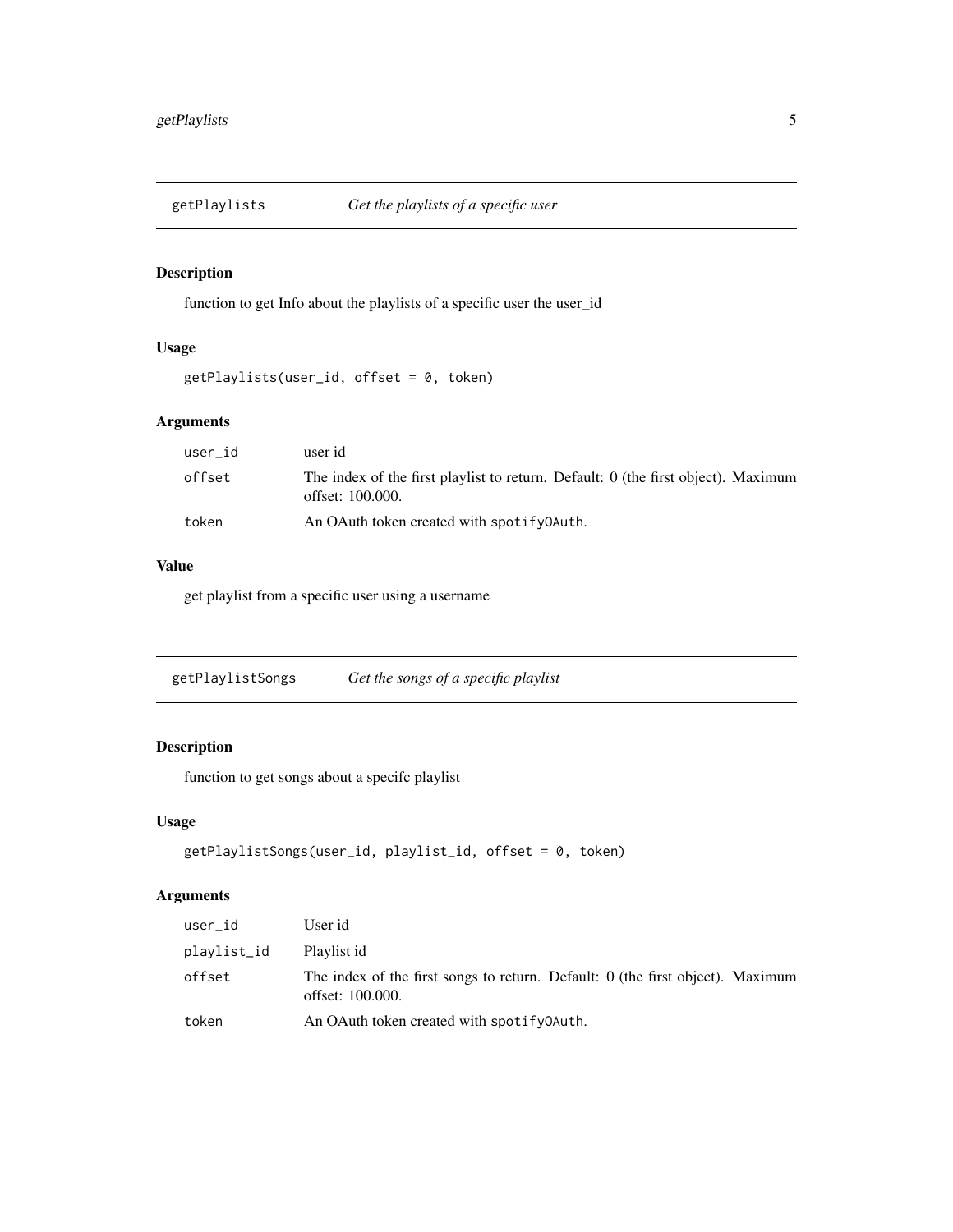## getPlaylists *Get the playlists of a specific user*

### Description

function to get Info about the playlists of a specific user the user_id

### Usage

```
getPlaylists(user_id, offset = 0, token)
```

### Arguments

| | |
|---|---|
| user_id | user id |
| offset | The index of the first playlist to return. Default: 0 (the first object). Maximum offset: 100.000. |
| token | An OAuth token created with spotifyOAuth. |

### Value

get playlist from a specific user using a username

## getPlaylistSongs *Get the songs of a specific playlist*

### Description

function to get songs about a specifc playlist

### Usage

```
getPlaylistSongs(user_id, playlist_id, offset = 0, token)
```

### Arguments

| | |
|---|---|
| user_id | User id |
| playlist_id | Playlist id |
| offset | The index of the first songs to return. Default: 0 (the first object). Maximum offset: 100.000. |
| token | An OAuth token created with spotifyOAuth. |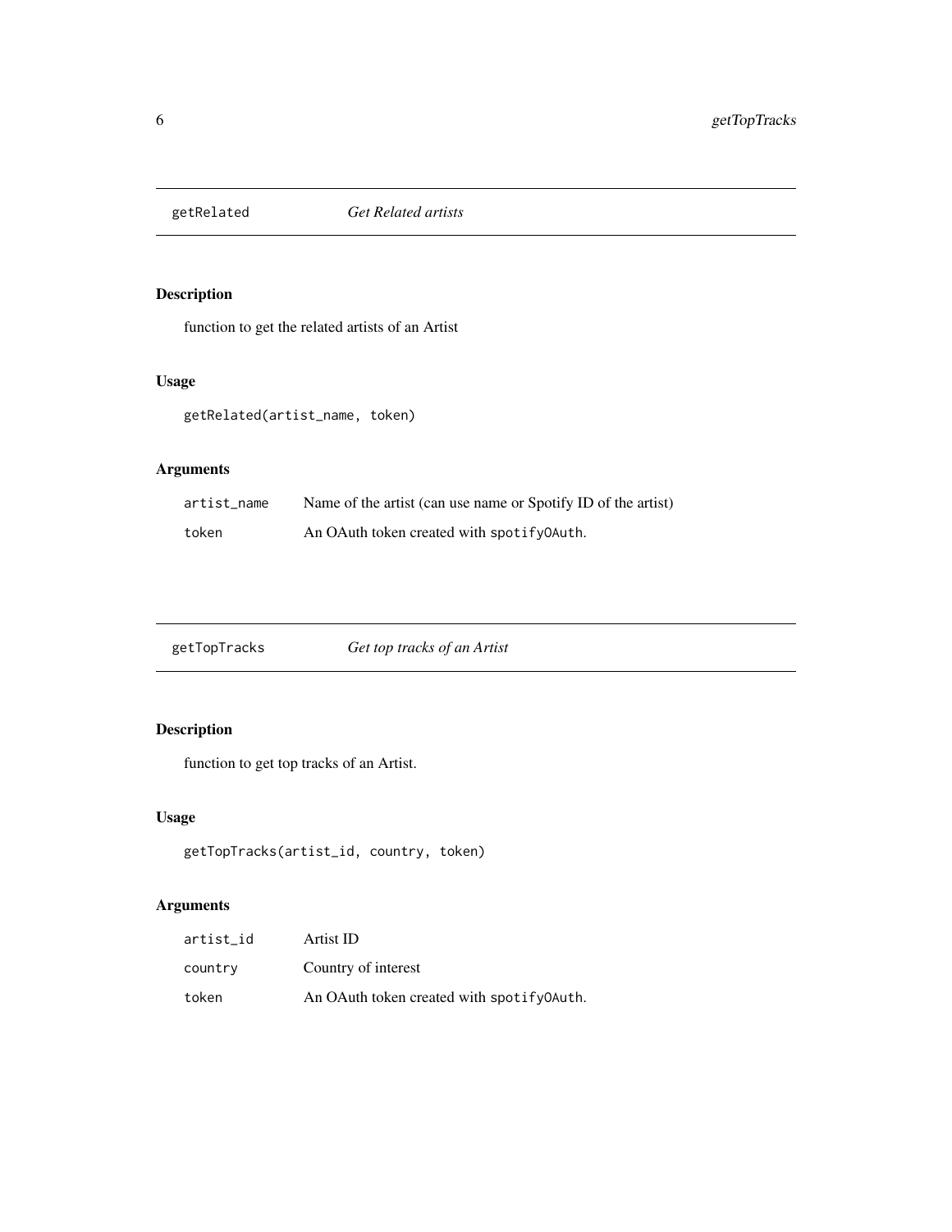## getRelated — *Get Related artists*

### Description

function to get the related artists of an Artist

### Usage

```
getRelated(artist_name, token)
```

### Arguments

| | |
|---|---|
| `artist_name` | Name of the artist (can use name or Spotify ID of the artist) |
| `token` | An OAuth token created with `spotifyOAuth`. |

## getTopTracks — *Get top tracks of an Artist*

### Description

function to get top tracks of an Artist.

### Usage

```
getTopTracks(artist_id, country, token)
```

### Arguments

| | |
|---|---|
| `artist_id` | Artist ID |
| `country` | Country of interest |
| `token` | An OAuth token created with `spotifyOAuth`. |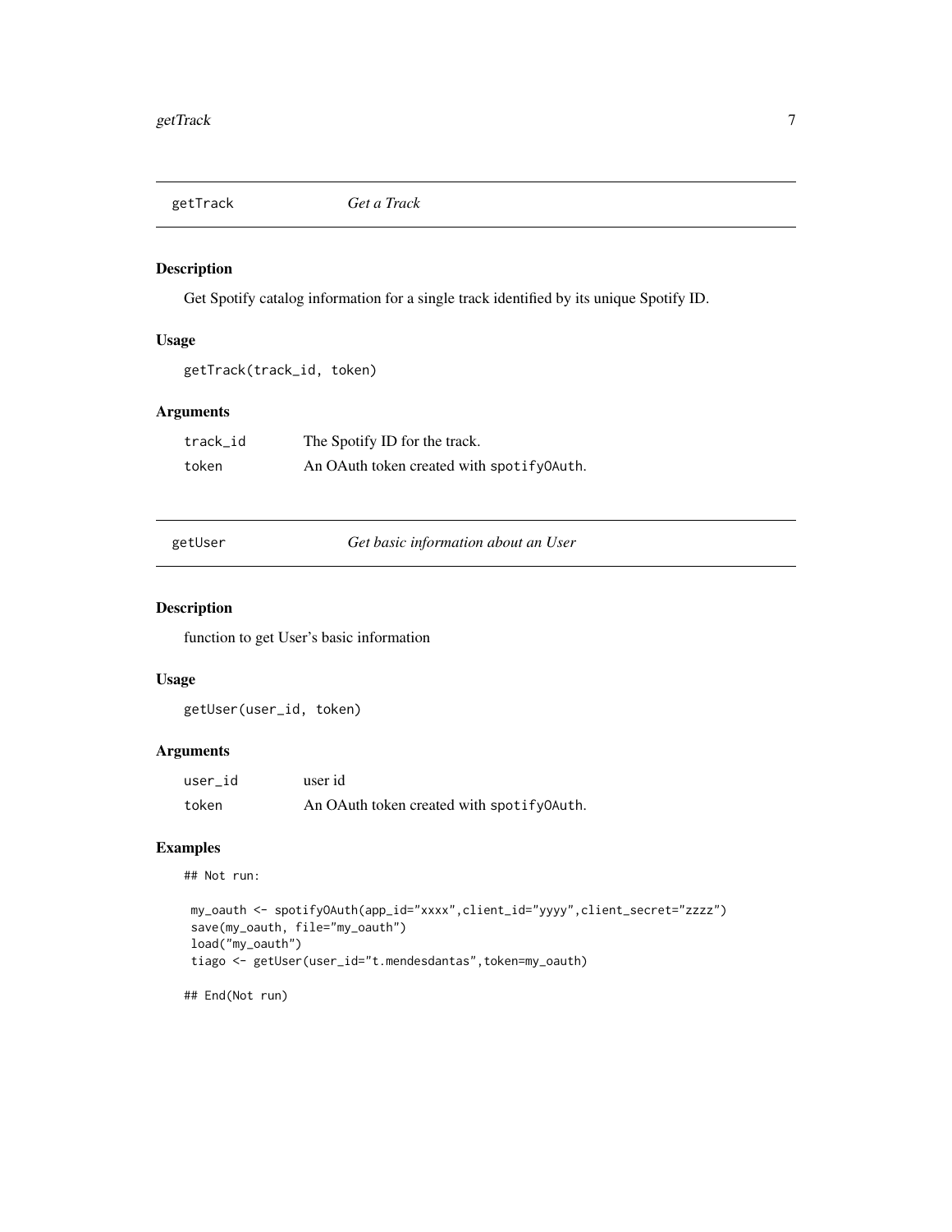## getTrack *Get a Track*

### Description

Get Spotify catalog information for a single track identified by its unique Spotify ID.

### Usage

```
getTrack(track_id, token)
```

### Arguments

| | |
|---|---|
| track_id | The Spotify ID for the track. |
| token | An OAuth token created with `spotifyOAuth`. |

## getUser *Get basic information about an User*

### Description

function to get User's basic information

### Usage

```
getUser(user_id, token)
```

### Arguments

| | |
|---|---|
| user_id | user id |
| token | An OAuth token created with `spotifyOAuth`. |

### Examples

```
## Not run:

 my_oauth <- spotifyOAuth(app_id="xxxx",client_id="yyyy",client_secret="zzzz")
 save(my_oauth, file="my_oauth")
 load("my_oauth")
 tiago <- getUser(user_id="t.mendesdantas",token=my_oauth)

## End(Not run)
```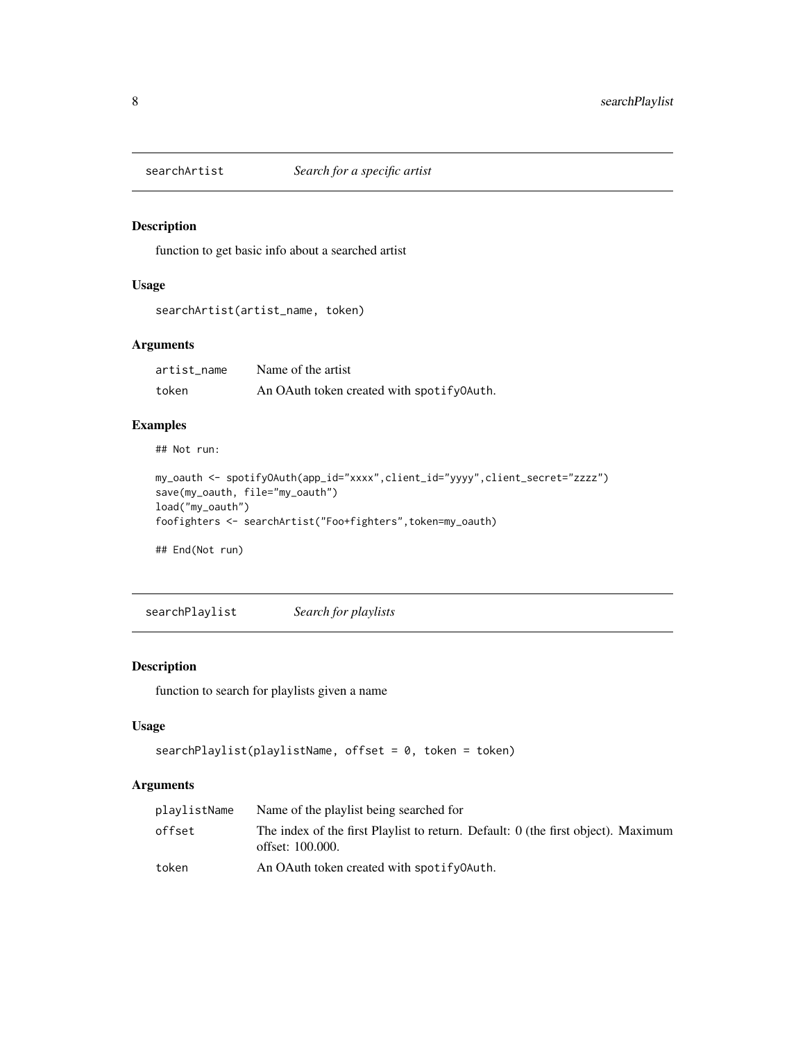## searchArtist *Search for a specific artist*

### Description

function to get basic info about a searched artist

### Usage

```
searchArtist(artist_name, token)
```

### Arguments

| | |
|---|---|
| artist_name | Name of the artist |
| token | An OAuth token created with spotifyOAuth. |

### Examples

```
## Not run:

my_oauth <- spotifyOAuth(app_id="xxxx",client_id="yyyy",client_secret="zzzz")
save(my_oauth, file="my_oauth")
load("my_oauth")
foofighters <- searchArtist("Foo+fighters",token=my_oauth)

## End(Not run)
```

## searchPlaylist *Search for playlists*

### Description

function to search for playlists given a name

### Usage

```
searchPlaylist(playlistName, offset = 0, token = token)
```

### Arguments

| | |
|---|---|
| playlistName | Name of the playlist being searched for |
| offset | The index of the first Playlist to return. Default: 0 (the first object). Maximum offset: 100.000. |
| token | An OAuth token created with spotifyOAuth. |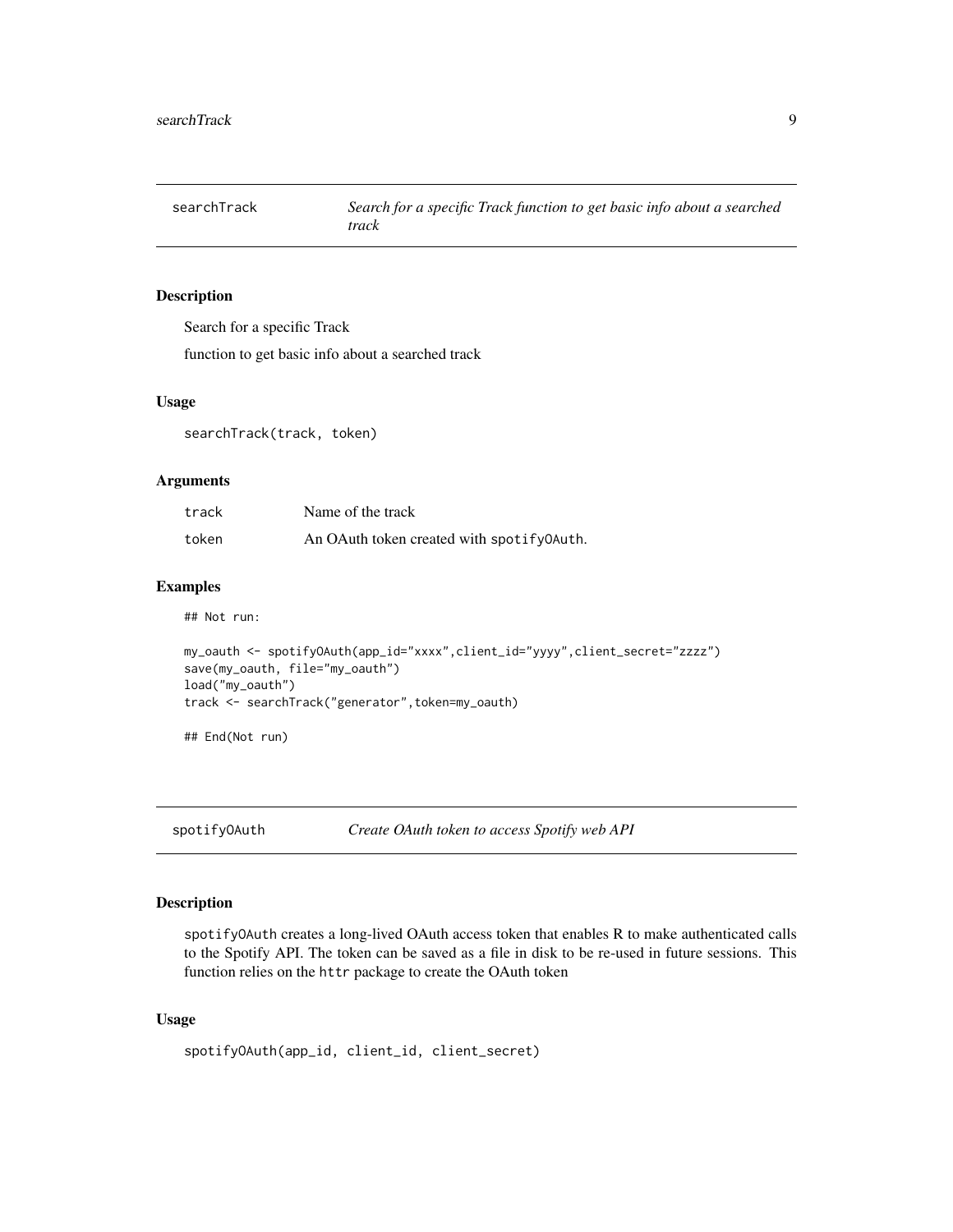## searchTrack *Search for a specific Track function to get basic info about a searched track*

### Description

Search for a specific Track

function to get basic info about a searched track

### Usage

```
searchTrack(track, token)
```

### Arguments

| | |
|---|---|
| track | Name of the track |
| token | An OAuth token created with `spotifyOAuth`. |

### Examples

```
## Not run:

my_oauth <- spotifyOAuth(app_id="xxxx",client_id="yyyy",client_secret="zzzz")
save(my_oauth, file="my_oauth")
load("my_oauth")
track <- searchTrack("generator",token=my_oauth)

## End(Not run)
```

## spotifyOAuth *Create OAuth token to access Spotify web API*

### Description

`spotifyOAuth` creates a long-lived OAuth access token that enables R to make authenticated calls to the Spotify API. The token can be saved as a file in disk to be re-used in future sessions. This function relies on the `httr` package to create the OAuth token

### Usage

```
spotifyOAuth(app_id, client_id, client_secret)
```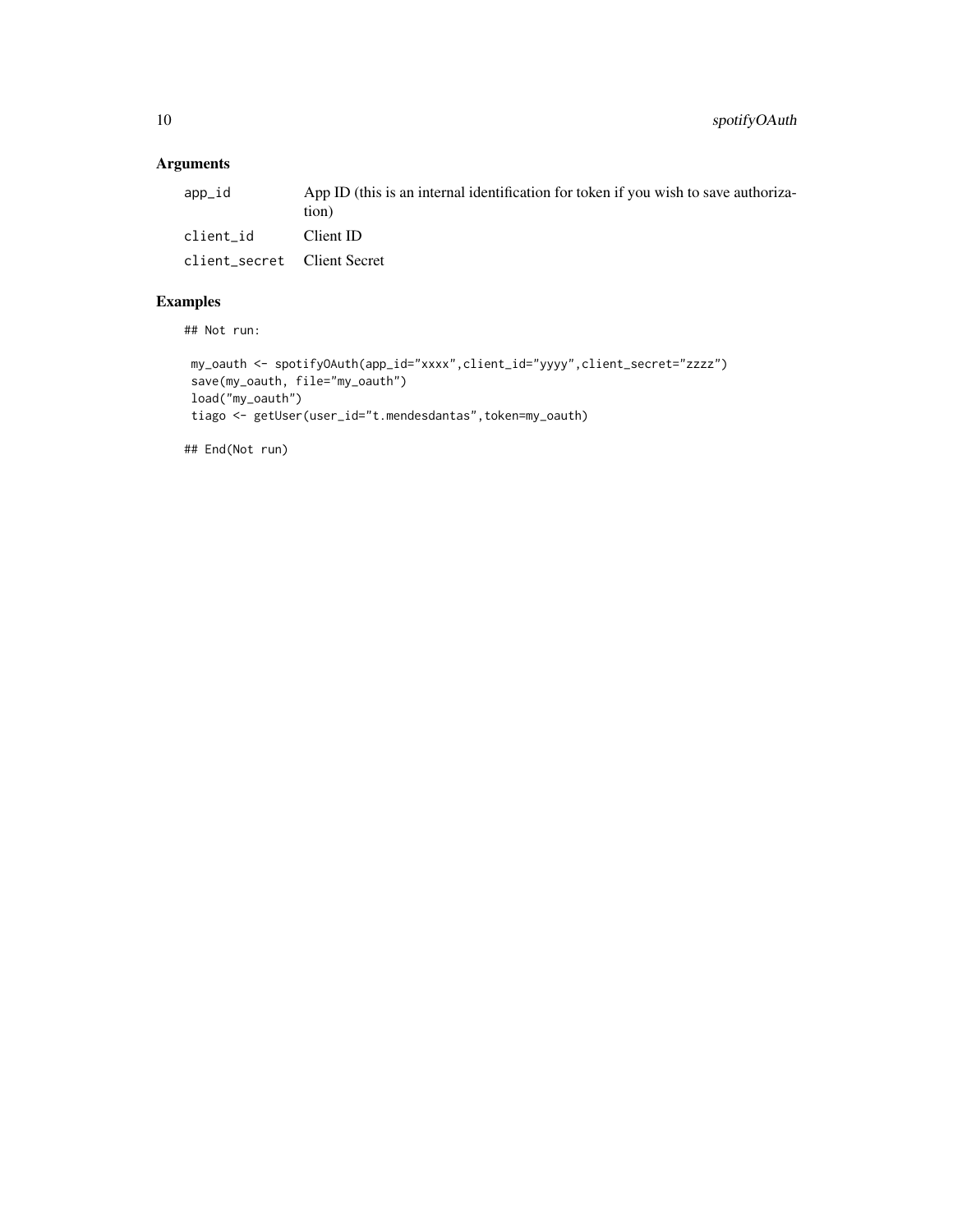## Arguments

| | |
|---|---|
| app_id | App ID (this is an internal identification for token if you wish to save authorization) |
| client_id | Client ID |
| client_secret | Client Secret |

## Examples

```
## Not run:

 my_oauth <- spotifyOAuth(app_id="xxxx",client_id="yyyy",client_secret="zzzz")
 save(my_oauth, file="my_oauth")
 load("my_oauth")
 tiago <- getUser(user_id="t.mendesdantas",token=my_oauth)

## End(Not run)
```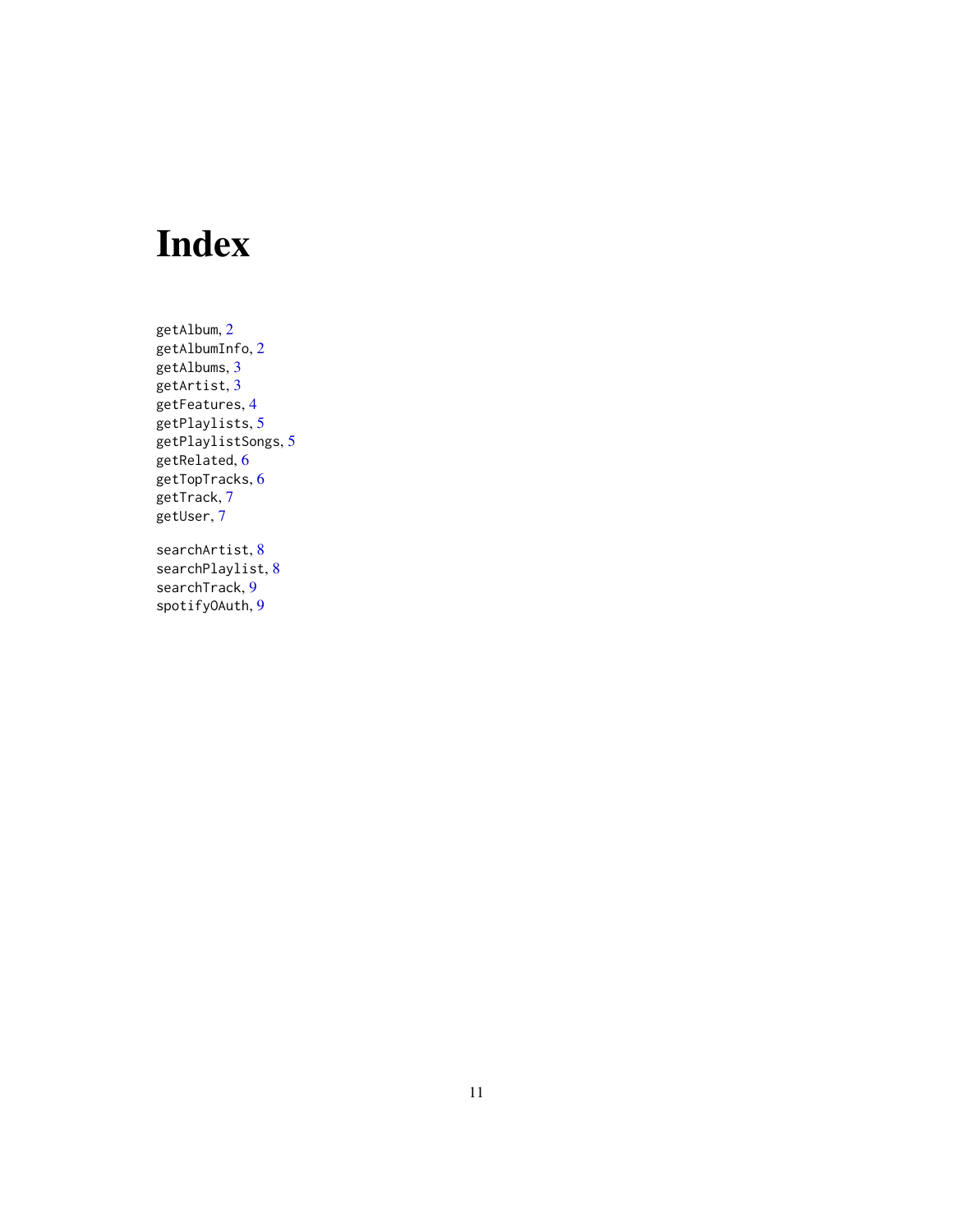# Index

getAlbum, 2
getAlbumInfo, 2
getAlbums, 3
getArtist, 3
getFeatures, 4
getPlaylists, 5
getPlaylistSongs, 5
getRelated, 6
getTopTracks, 6
getTrack, 7
getUser, 7

searchArtist, 8
searchPlaylist, 8
searchTrack, 9
spotifyOAuth, 9